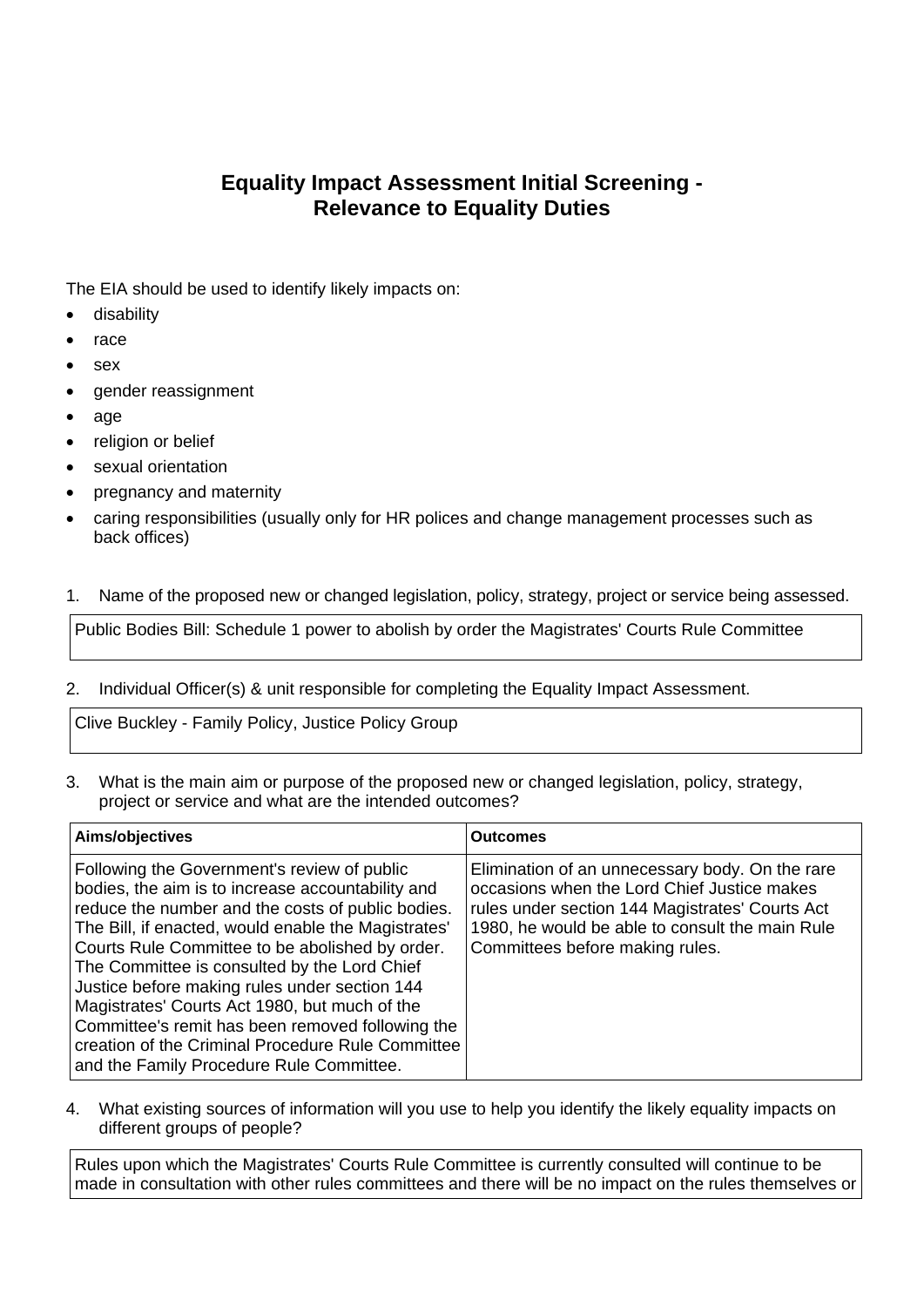# Equality Impact Assessment Initial Screening - Relevance to Equality Duties

The EIA should be used to identify likely impacts on:

- disability
- race
- sex
- gender reassignment
- age
- religion or belief
- sexual orientation
- pregnancy and maternity
- caring responsibilities (usually only for HR polices and change management processes such as back offices)

1. Name of the proposed new or changed legislation, policy, strategy, project or service being assessed.

| Public Bodies Bill: Schedule 1 power to abolish by order the Magistrates' Courts Rule Committee |
|---|

2. Individual Officer(s) & unit responsible for completing the Equality Impact Assessment.

| Clive Buckley - Family Policy, Justice Policy Group |
|---|

3. What is the main aim or purpose of the proposed new or changed legislation, policy, strategy, project or service and what are the intended outcomes?

| Aims/objectives | Outcomes |
|---|---|
| Following the Government's review of public bodies, the aim is to increase accountability and reduce the number and the costs of public bodies. The Bill, if enacted, would enable the Magistrates' Courts Rule Committee to be abolished by order. The Committee is consulted by the Lord Chief Justice before making rules under section 144 Magistrates' Courts Act 1980, but much of the Committee's remit has been removed following the creation of the Criminal Procedure Rule Committee and the Family Procedure Rule Committee. | Elimination of an unnecessary body. On the rare occasions when the Lord Chief Justice makes rules under section 144 Magistrates' Courts Act 1980, he would be able to consult the main Rule Committees before making rules. |

4. What existing sources of information will you use to help you identify the likely equality impacts on different groups of people?

| Rules upon which the Magistrates' Courts Rule Committee is currently consulted will continue to be made in consultation with other rules committees and there will be no impact on the rules themselves or |
|---|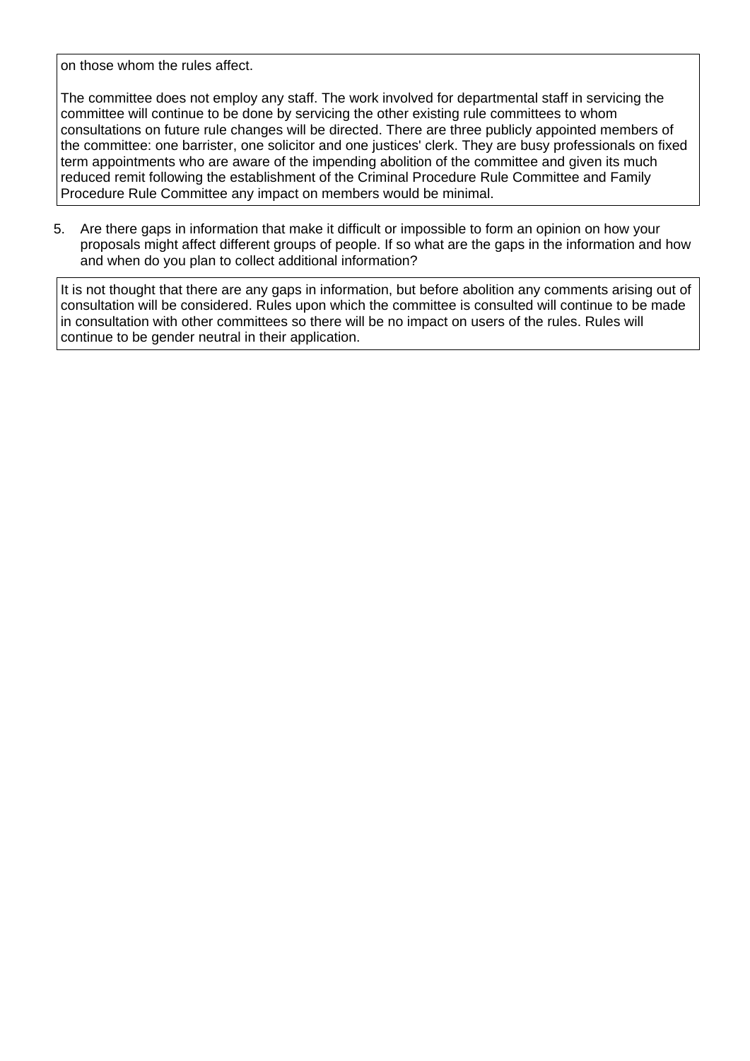on those whom the rules affect.

The committee does not employ any staff. The work involved for departmental staff in servicing the committee will continue to be done by servicing the other existing rule committees to whom consultations on future rule changes will be directed. There are three publicly appointed members of the committee: one barrister, one solicitor and one justices' clerk. They are busy professionals on fixed term appointments who are aware of the impending abolition of the committee and given its much reduced remit following the establishment of the Criminal Procedure Rule Committee and Family Procedure Rule Committee any impact on members would be minimal.

5. Are there gaps in information that make it difficult or impossible to form an opinion on how your proposals might affect different groups of people. If so what are the gaps in the information and how and when do you plan to collect additional information?

It is not thought that there are any gaps in information, but before abolition any comments arising out of consultation will be considered. Rules upon which the committee is consulted will continue to be made in consultation with other committees so there will be no impact on users of the rules. Rules will continue to be gender neutral in their application.